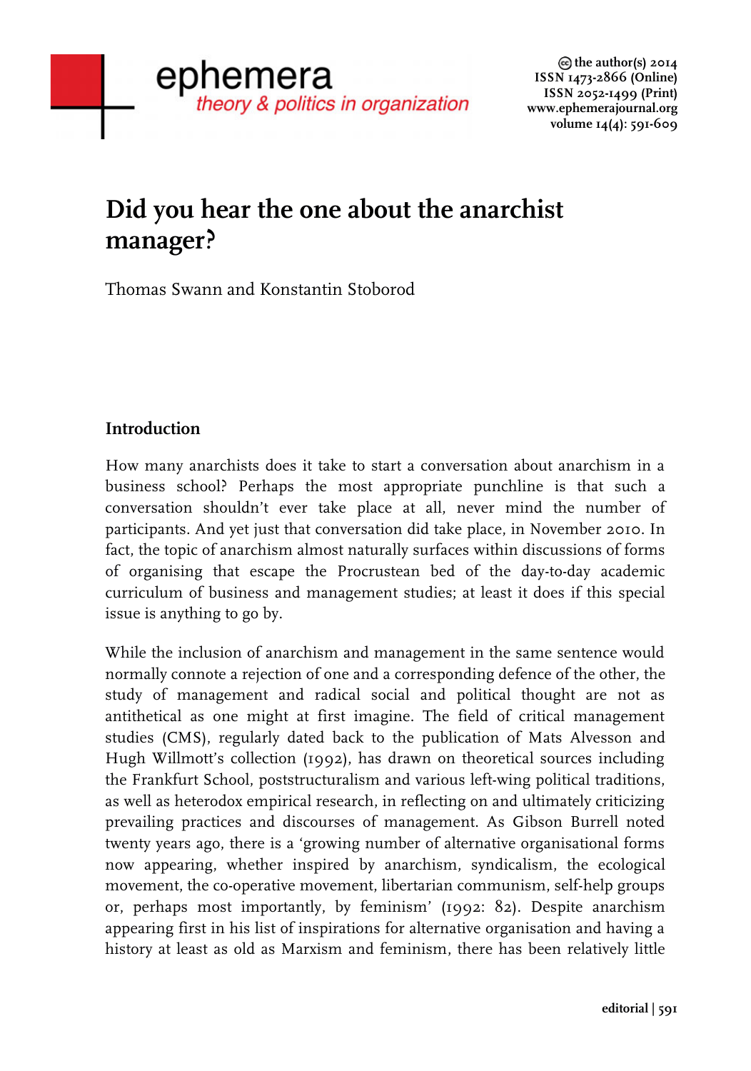# Did you hear the one about the anarchist manager?

Thomas Swann and Konstantin Stoborod

## Introduction

How many anarchists does it take to start a conversation about anarchism in a business school? Perhaps the most appropriate punchline is that such a conversation shouldn't ever take place at all, never mind the number of participants. And yet just that conversation did take place, in November 2010. In fact, the topic of anarchism almost naturally surfaces within discussions of forms of organising that escape the Procrustean bed of the day-to-day academic curriculum of business and management studies; at least it does if this special issue is anything to go by.

While the inclusion of anarchism and management in the same sentence would normally connote a rejection of one and a corresponding defence of the other, the study of management and radical social and political thought are not as antithetical as one might at first imagine. The field of critical management studies (CMS), regularly dated back to the publication of Mats Alvesson and Hugh Willmott's collection (1992), has drawn on theoretical sources including the Frankfurt School, poststructuralism and various left-wing political traditions, as well as heterodox empirical research, in reflecting on and ultimately criticizing prevailing practices and discourses of management. As Gibson Burrell noted twenty years ago, there is a 'growing number of alternative organisational forms now appearing, whether inspired by anarchism, syndicalism, the ecological movement, the co-operative movement, libertarian communism, self-help groups or, perhaps most importantly, by feminism' (1992: 82). Despite anarchism appearing first in his list of inspirations for alternative organisation and having a history at least as old as Marxism and feminism, there has been relatively little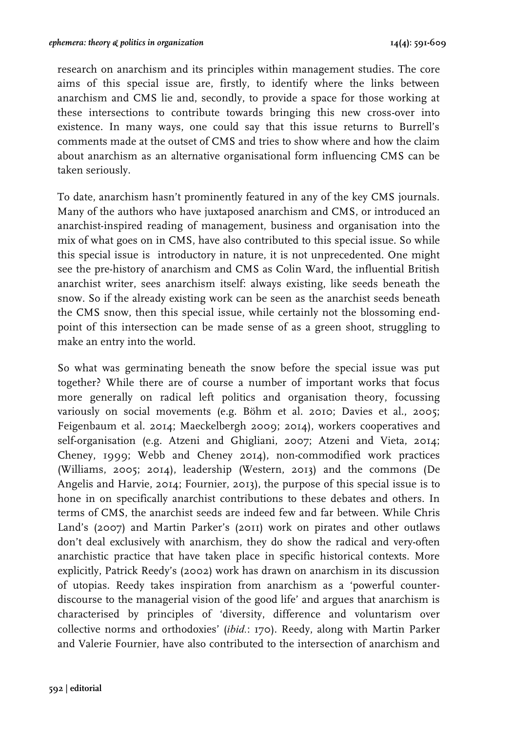research on anarchism and its principles within management studies. The core aims of this special issue are, firstly, to identify where the links between anarchism and CMS lie and, secondly, to provide a space for those working at these intersections to contribute towards bringing this new cross-over into existence. In many ways, one could say that this issue returns to Burrell's comments made at the outset of CMS and tries to show where and how the claim about anarchism as an alternative organisational form influencing CMS can be taken seriously.

To date, anarchism hasn't prominently featured in any of the key CMS journals. Many of the authors who have juxtaposed anarchism and CMS, or introduced an anarchist-inspired reading of management, business and organisation into the mix of what goes on in CMS, have also contributed to this special issue. So while this special issue is introductory in nature, it is not unprecedented. One might see the pre-history of anarchism and CMS as Colin Ward, the influential British anarchist writer, sees anarchism itself: always existing, like seeds beneath the snow. So if the already existing work can be seen as the anarchist seeds beneath the CMS snow, then this special issue, while certainly not the blossoming end-point of this intersection can be made sense of as a green shoot, struggling to make an entry into the world.

So what was germinating beneath the snow before the special issue was put together? While there are of course a number of important works that focus more generally on radical left politics and organisation theory, focussing variously on social movements (e.g. Böhm et al. 2010; Davies et al., 2005; Feigenbaum et al. 2014; Maeckelbergh 2009; 2014), workers cooperatives and self-organisation (e.g. Atzeni and Ghigliani, 2007; Atzeni and Vieta, 2014; Cheney, 1999; Webb and Cheney 2014), non-commodified work practices (Williams, 2005; 2014), leadership (Western, 2013) and the commons (De Angelis and Harvie, 2014; Fournier, 2013), the purpose of this special issue is to hone in on specifically anarchist contributions to these debates and others. In terms of CMS, the anarchist seeds are indeed few and far between. While Chris Land's (2007) and Martin Parker's (2011) work on pirates and other outlaws don't deal exclusively with anarchism, they do show the radical and very-often anarchistic practice that have taken place in specific historical contexts. More explicitly, Patrick Reedy's (2002) work has drawn on anarchism in its discussion of utopias. Reedy takes inspiration from anarchism as a 'powerful counter-discourse to the managerial vision of the good life' and argues that anarchism is characterised by principles of 'diversity, difference and voluntarism over collective norms and orthodoxies' (*ibid.*: 170). Reedy, along with Martin Parker and Valerie Fournier, have also contributed to the intersection of anarchism and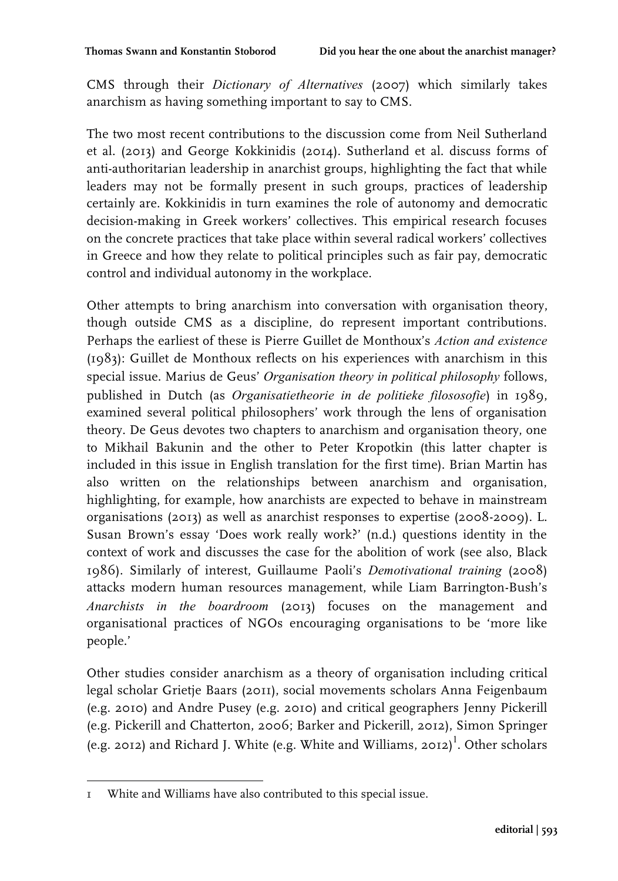CMS through their *Dictionary of Alternatives* (2007) which similarly takes anarchism as having something important to say to CMS.

The two most recent contributions to the discussion come from Neil Sutherland et al. (2013) and George Kokkinidis (2014). Sutherland et al. discuss forms of anti-authoritarian leadership in anarchist groups, highlighting the fact that while leaders may not be formally present in such groups, practices of leadership certainly are. Kokkinidis in turn examines the role of autonomy and democratic decision-making in Greek workers' collectives. This empirical research focuses on the concrete practices that take place within several radical workers' collectives in Greece and how they relate to political principles such as fair pay, democratic control and individual autonomy in the workplace.

Other attempts to bring anarchism into conversation with organisation theory, though outside CMS as a discipline, do represent important contributions. Perhaps the earliest of these is Pierre Guillet de Monthoux's *Action and existence* (1983): Guillet de Monthoux reflects on his experiences with anarchism in this special issue. Marius de Geus' *Organisation theory in political philosophy* follows, published in Dutch (as *Organisatietheorie in de politieke filosofie*) in 1989, examined several political philosophers' work through the lens of organisation theory. De Geus devotes two chapters to anarchism and organisation theory, one to Mikhail Bakunin and the other to Peter Kropotkin (this latter chapter is included in this issue in English translation for the first time). Brian Martin has also written on the relationships between anarchism and organisation, highlighting, for example, how anarchists are expected to behave in mainstream organisations (2013) as well as anarchist responses to expertise (2008-2009). L. Susan Brown's essay 'Does work really work?' (n.d.) questions identity in the context of work and discusses the case for the abolition of work (see also, Black 1986). Similarly of interest, Guillaume Paoli's *Demotivational training* (2008) attacks modern human resources management, while Liam Barrington-Bush's *Anarchists in the boardroom* (2013) focuses on the management and organisational practices of NGOs encouraging organisations to be 'more like people.'

Other studies consider anarchism as a theory of organisation including critical legal scholar Grietje Baars (2011), social movements scholars Anna Feigenbaum (e.g. 2010) and Andre Pusey (e.g. 2010) and critical geographers Jenny Pickerill (e.g. Pickerill and Chatterton, 2006; Barker and Pickerill, 2012), Simon Springer (e.g. 2012) and Richard J. White (e.g. White and Williams, 2012)[1]. Other scholars

1 White and Williams have also contributed to this special issue.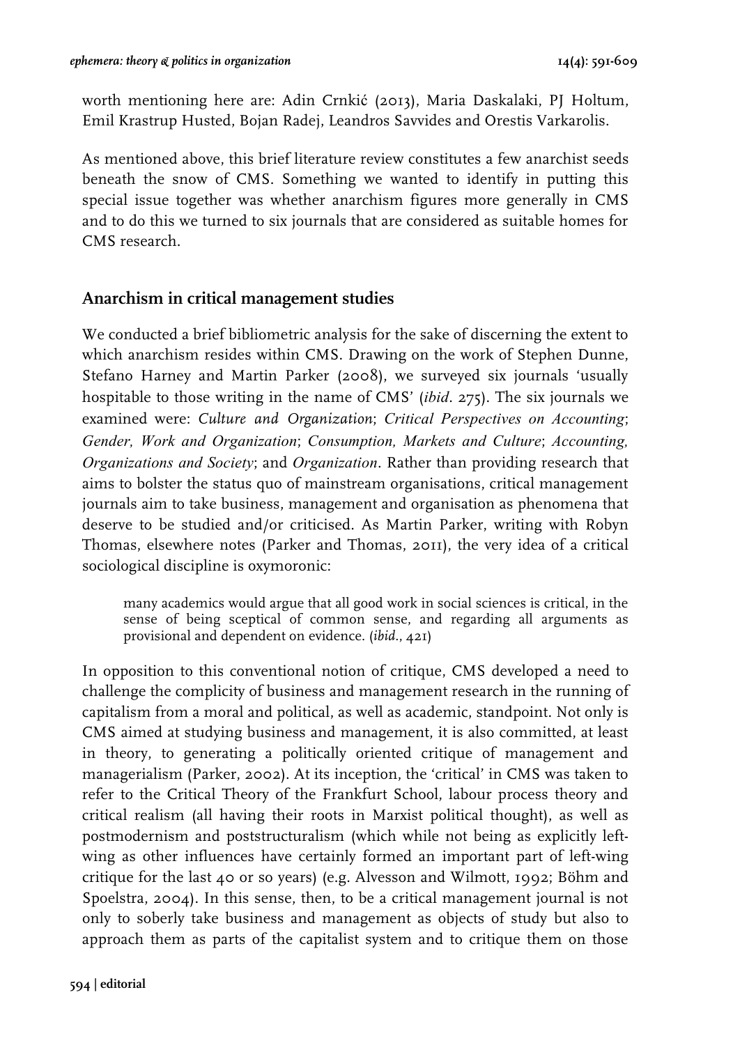worth mentioning here are: Adin Crnkić (2013), Maria Daskalaki, PJ Holtum, Emil Krastrup Husted, Bojan Radej, Leandros Savvides and Orestis Varkarolis.

As mentioned above, this brief literature review constitutes a few anarchist seeds beneath the snow of CMS. Something we wanted to identify in putting this special issue together was whether anarchism figures more generally in CMS and to do this we turned to six journals that are considered as suitable homes for CMS research.

## Anarchism in critical management studies

We conducted a brief bibliometric analysis for the sake of discerning the extent to which anarchism resides within CMS. Drawing on the work of Stephen Dunne, Stefano Harney and Martin Parker (2008), we surveyed six journals 'usually hospitable to those writing in the name of CMS' (*ibid*. 275). The six journals we examined were: *Culture and Organization*; *Critical Perspectives on Accounting*; *Gender, Work and Organization*; *Consumption, Markets and Culture*; *Accounting, Organizations and Society*; and *Organization*. Rather than providing research that aims to bolster the status quo of mainstream organisations, critical management journals aim to take business, management and organisation as phenomena that deserve to be studied and/or criticised. As Martin Parker, writing with Robyn Thomas, elsewhere notes (Parker and Thomas, 2011), the very idea of a critical sociological discipline is oxymoronic:

> many academics would argue that all good work in social sciences is critical, in the sense of being sceptical of common sense, and regarding all arguments as provisional and dependent on evidence. (*ibid*., 421)

In opposition to this conventional notion of critique, CMS developed a need to challenge the complicity of business and management research in the running of capitalism from a moral and political, as well as academic, standpoint. Not only is CMS aimed at studying business and management, it is also committed, at least in theory, to generating a politically oriented critique of management and managerialism (Parker, 2002). At its inception, the 'critical' in CMS was taken to refer to the Critical Theory of the Frankfurt School, labour process theory and critical realism (all having their roots in Marxist political thought), as well as postmodernism and poststructuralism (which while not being as explicitly left-wing as other influences have certainly formed an important part of left-wing critique for the last 40 or so years) (e.g. Alvesson and Wilmott, 1992; Böhm and Spoelstra, 2004). In this sense, then, to be a critical management journal is not only to soberly take business and management as objects of study but also to approach them as parts of the capitalist system and to critique them on those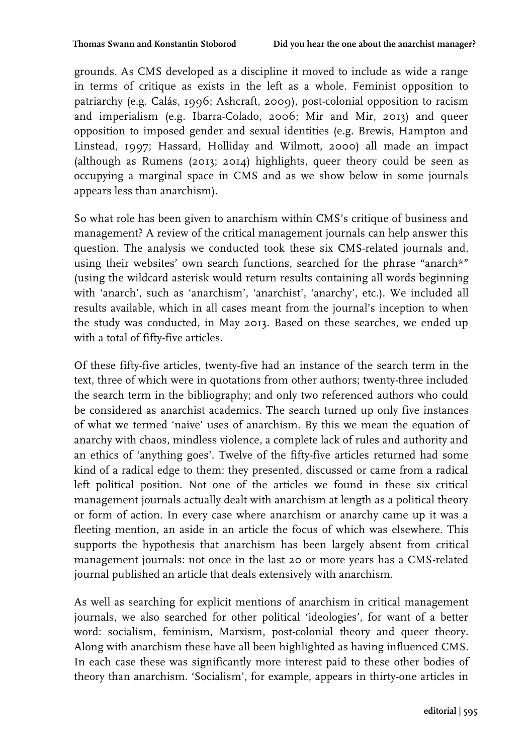grounds. As CMS developed as a discipline it moved to include as wide a range in terms of critique as exists in the left as a whole. Feminist opposition to patriarchy (e.g. Calás, 1996; Ashcraft, 2009), post-colonial opposition to racism and imperialism (e.g. Ibarra-Colado, 2006; Mir and Mir, 2013) and queer opposition to imposed gender and sexual identities (e.g. Brewis, Hampton and Linstead, 1997; Hassard, Holliday and Wilmott, 2000) all made an impact (although as Rumens (2013; 2014) highlights, queer theory could be seen as occupying a marginal space in CMS and as we show below in some journals appears less than anarchism).

So what role has been given to anarchism within CMS's critique of business and management? A review of the critical management journals can help answer this question. The analysis we conducted took these six CMS-related journals and, using their websites' own search functions, searched for the phrase "anarch*" (using the wildcard asterisk would return results containing all words beginning with 'anarch', such as 'anarchism', 'anarchist', 'anarchy', etc.). We included all results available, which in all cases meant from the journal's inception to when the study was conducted, in May 2013. Based on these searches, we ended up with a total of fifty-five articles.

Of these fifty-five articles, twenty-five had an instance of the search term in the text, three of which were in quotations from other authors; twenty-three included the search term in the bibliography; and only two referenced authors who could be considered as anarchist academics. The search turned up only five instances of what we termed 'naive' uses of anarchism. By this we mean the equation of anarchy with chaos, mindless violence, a complete lack of rules and authority and an ethics of 'anything goes'. Twelve of the fifty-five articles returned had some kind of a radical edge to them: they presented, discussed or came from a radical left political position. Not one of the articles we found in these six critical management journals actually dealt with anarchism at length as a political theory or form of action. In every case where anarchism or anarchy came up it was a fleeting mention, an aside in an article the focus of which was elsewhere. This supports the hypothesis that anarchism has been largely absent from critical management journals: not once in the last 20 or more years has a CMS-related journal published an article that deals extensively with anarchism.

As well as searching for explicit mentions of anarchism in critical management journals, we also searched for other political 'ideologies', for want of a better word: socialism, feminism, Marxism, post-colonial theory and queer theory. Along with anarchism these have all been highlighted as having influenced CMS. In each case these was significantly more interest paid to these other bodies of theory than anarchism. 'Socialism', for example, appears in thirty-one articles in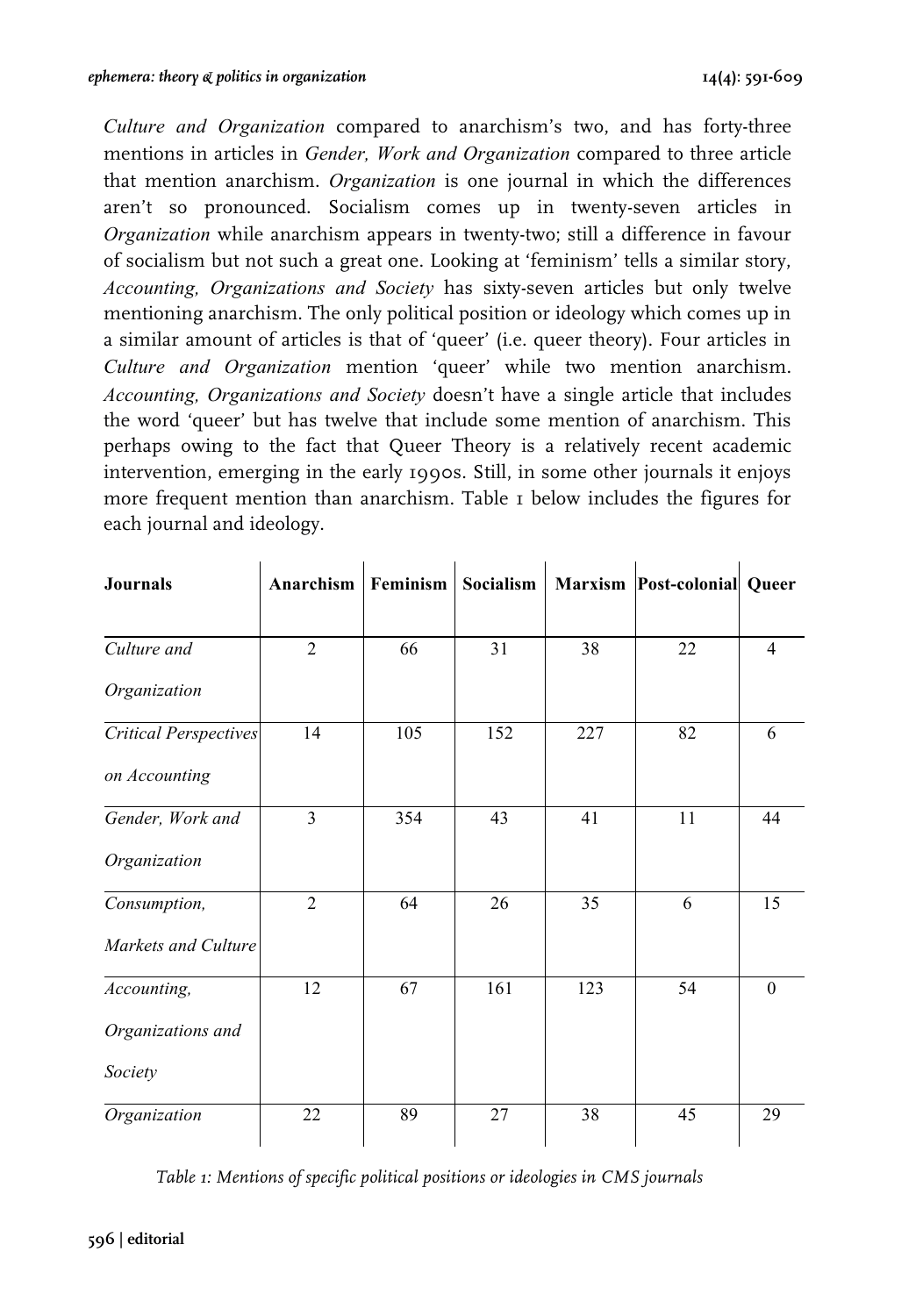*Culture and Organization* compared to anarchism's two, and has forty-three mentions in articles in *Gender, Work and Organization* compared to three article that mention anarchism. *Organization* is one journal in which the differences aren't so pronounced. Socialism comes up in twenty-seven articles in *Organization* while anarchism appears in twenty-two; still a difference in favour of socialism but not such a great one. Looking at 'feminism' tells a similar story, *Accounting, Organizations and Society* has sixty-seven articles but only twelve mentioning anarchism. The only political position or ideology which comes up in a similar amount of articles is that of 'queer' (i.e. queer theory). Four articles in *Culture and Organization* mention 'queer' while two mention anarchism. *Accounting, Organizations and Society* doesn't have a single article that includes the word 'queer' but has twelve that include some mention of anarchism. This perhaps owing to the fact that Queer Theory is a relatively recent academic intervention, emerging in the early 1990s. Still, in some other journals it enjoys more frequent mention than anarchism. Table 1 below includes the figures for each journal and ideology.

| Journals | Anarchism | Feminism | Socialism | Marxism | Post-colonial | Queer |
|---|---|---|---|---|---|---|
| *Culture and Organization* | 2 | 66 | 31 | 38 | 22 | 4 |
| *Critical Perspectives on Accounting* | 14 | 105 | 152 | 227 | 82 | 6 |
| *Gender, Work and Organization* | 3 | 354 | 43 | 41 | 11 | 44 |
| *Consumption, Markets and Culture* | 2 | 64 | 26 | 35 | 6 | 15 |
| *Accounting, Organizations and Society* | 12 | 67 | 161 | 123 | 54 | 0 |
| *Organization* | 22 | 89 | 27 | 38 | 45 | 29 |

*Table 1: Mentions of specific political positions or ideologies in CMS journals*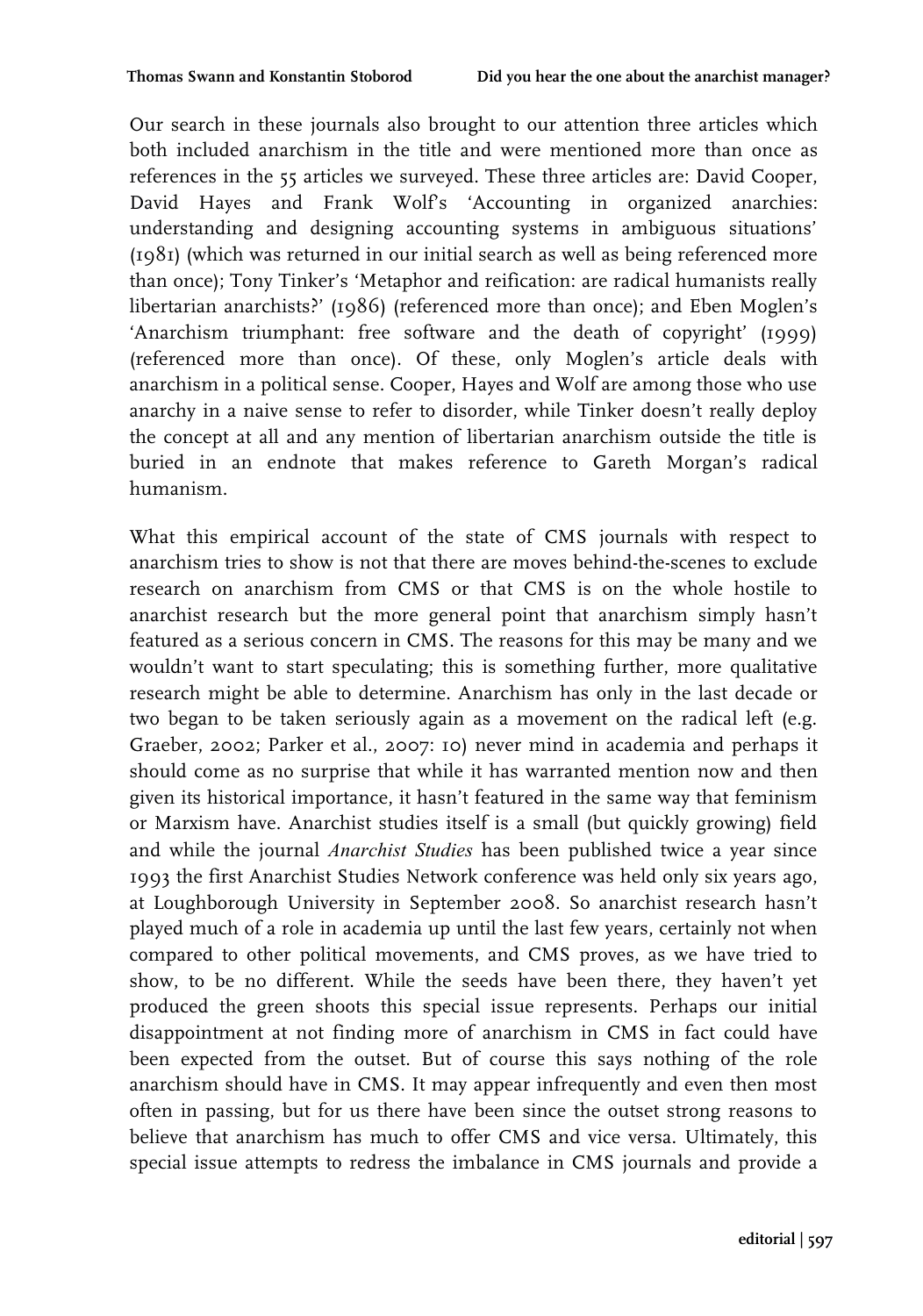Our search in these journals also brought to our attention three articles which both included anarchism in the title and were mentioned more than once as references in the 55 articles we surveyed. These three articles are: David Cooper, David Hayes and Frank Wolf's 'Accounting in organized anarchies: understanding and designing accounting systems in ambiguous situations' (1981) (which was returned in our initial search as well as being referenced more than once); Tony Tinker's 'Metaphor and reification: are radical humanists really libertarian anarchists?' (1986) (referenced more than once); and Eben Moglen's 'Anarchism triumphant: free software and the death of copyright' (1999) (referenced more than once). Of these, only Moglen's article deals with anarchism in a political sense. Cooper, Hayes and Wolf are among those who use anarchy in a naive sense to refer to disorder, while Tinker doesn't really deploy the concept at all and any mention of libertarian anarchism outside the title is buried in an endnote that makes reference to Gareth Morgan's radical humanism.

What this empirical account of the state of CMS journals with respect to anarchism tries to show is not that there are moves behind-the-scenes to exclude research on anarchism from CMS or that CMS is on the whole hostile to anarchist research but the more general point that anarchism simply hasn't featured as a serious concern in CMS. The reasons for this may be many and we wouldn't want to start speculating; this is something further, more qualitative research might be able to determine. Anarchism has only in the last decade or two began to be taken seriously again as a movement on the radical left (e.g. Graeber, 2002; Parker et al., 2007: 10) never mind in academia and perhaps it should come as no surprise that while it has warranted mention now and then given its historical importance, it hasn't featured in the same way that feminism or Marxism have. Anarchist studies itself is a small (but quickly growing) field and while the journal *Anarchist Studies* has been published twice a year since 1993 the first Anarchist Studies Network conference was held only six years ago, at Loughborough University in September 2008. So anarchist research hasn't played much of a role in academia up until the last few years, certainly not when compared to other political movements, and CMS proves, as we have tried to show, to be no different. While the seeds have been there, they haven't yet produced the green shoots this special issue represents. Perhaps our initial disappointment at not finding more of anarchism in CMS in fact could have been expected from the outset. But of course this says nothing of the role anarchism should have in CMS. It may appear infrequently and even then most often in passing, but for us there have been since the outset strong reasons to believe that anarchism has much to offer CMS and vice versa. Ultimately, this special issue attempts to redress the imbalance in CMS journals and provide a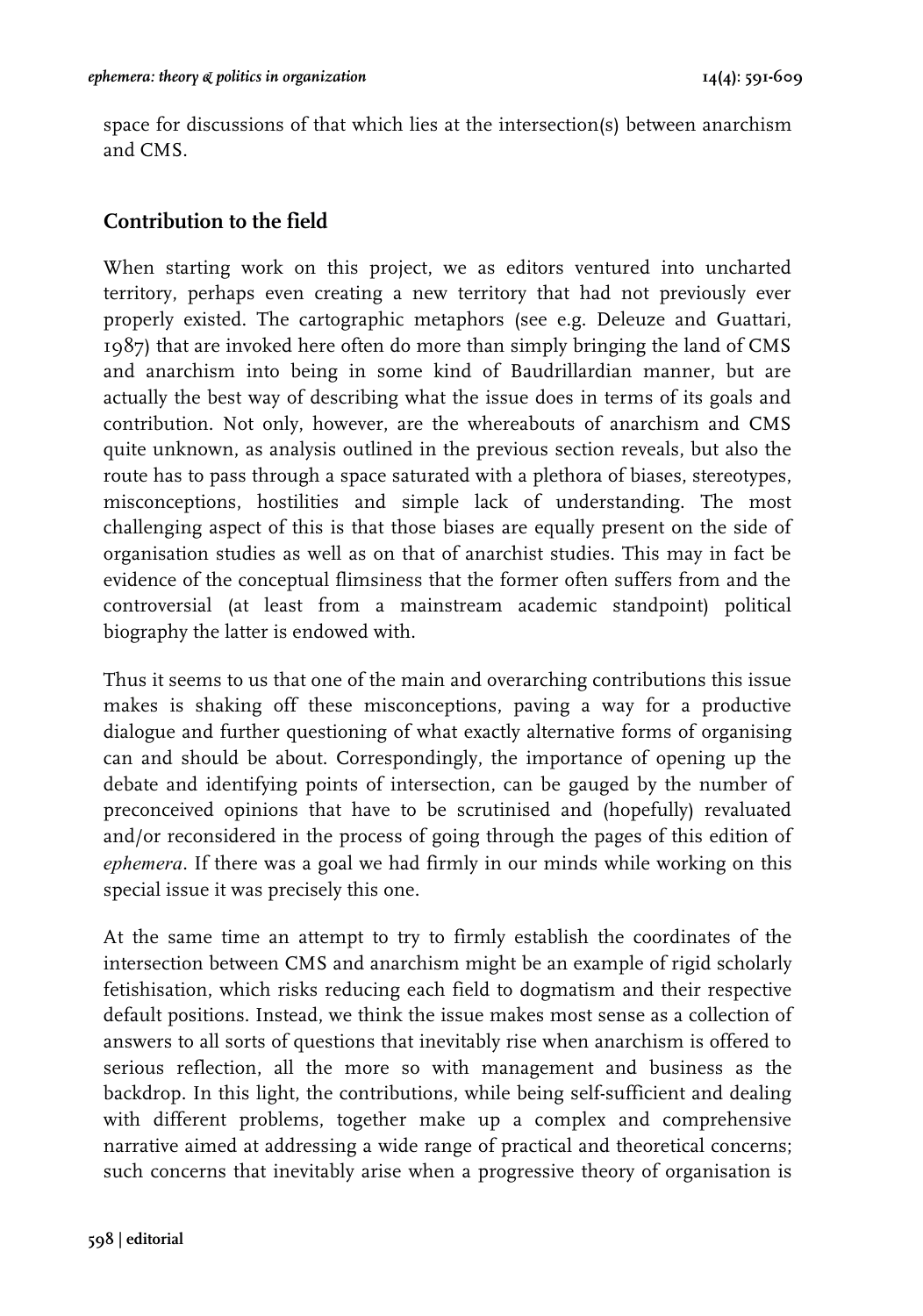space for discussions of that which lies at the intersection(s) between anarchism and CMS.

## Contribution to the field

When starting work on this project, we as editors ventured into uncharted territory, perhaps even creating a new territory that had not previously ever properly existed. The cartographic metaphors (see e.g. Deleuze and Guattari, 1987) that are invoked here often do more than simply bringing the land of CMS and anarchism into being in some kind of Baudrillardian manner, but are actually the best way of describing what the issue does in terms of its goals and contribution. Not only, however, are the whereabouts of anarchism and CMS quite unknown, as analysis outlined in the previous section reveals, but also the route has to pass through a space saturated with a plethora of biases, stereotypes, misconceptions, hostilities and simple lack of understanding. The most challenging aspect of this is that those biases are equally present on the side of organisation studies as well as on that of anarchist studies. This may in fact be evidence of the conceptual flimsiness that the former often suffers from and the controversial (at least from a mainstream academic standpoint) political biography the latter is endowed with.

Thus it seems to us that one of the main and overarching contributions this issue makes is shaking off these misconceptions, paving a way for a productive dialogue and further questioning of what exactly alternative forms of organising can and should be about. Correspondingly, the importance of opening up the debate and identifying points of intersection, can be gauged by the number of preconceived opinions that have to be scrutinised and (hopefully) revaluated and/or reconsidered in the process of going through the pages of this edition of *ephemera*. If there was a goal we had firmly in our minds while working on this special issue it was precisely this one.

At the same time an attempt to try to firmly establish the coordinates of the intersection between CMS and anarchism might be an example of rigid scholarly fetishisation, which risks reducing each field to dogmatism and their respective default positions. Instead, we think the issue makes most sense as a collection of answers to all sorts of questions that inevitably rise when anarchism is offered to serious reflection, all the more so with management and business as the backdrop. In this light, the contributions, while being self-sufficient and dealing with different problems, together make up a complex and comprehensive narrative aimed at addressing a wide range of practical and theoretical concerns; such concerns that inevitably arise when a progressive theory of organisation is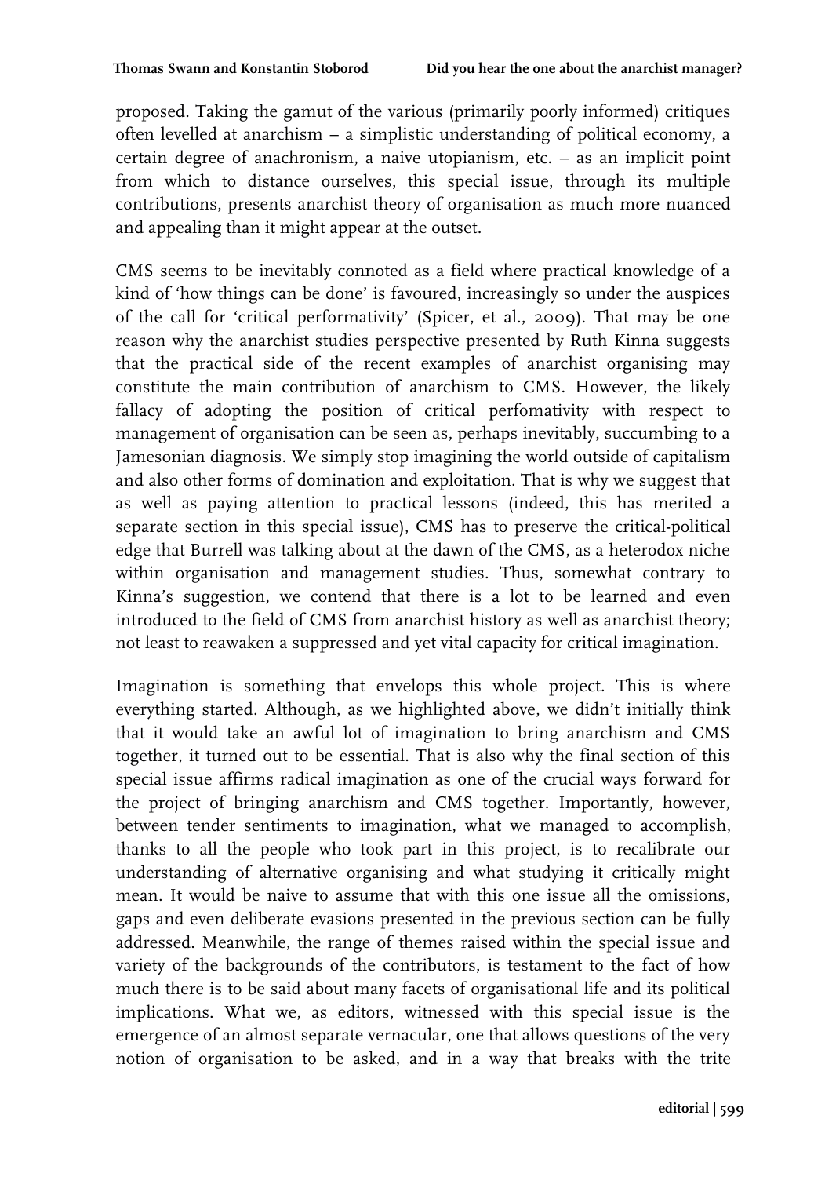proposed. Taking the gamut of the various (primarily poorly informed) critiques often levelled at anarchism – a simplistic understanding of political economy, a certain degree of anachronism, a naive utopianism, etc. – as an implicit point from which to distance ourselves, this special issue, through its multiple contributions, presents anarchist theory of organisation as much more nuanced and appealing than it might appear at the outset.

CMS seems to be inevitably connoted as a field where practical knowledge of a kind of 'how things can be done' is favoured, increasingly so under the auspices of the call for 'critical performativity' (Spicer, et al., 2009). That may be one reason why the anarchist studies perspective presented by Ruth Kinna suggests that the practical side of the recent examples of anarchist organising may constitute the main contribution of anarchism to CMS. However, the likely fallacy of adopting the position of critical perfomativity with respect to management of organisation can be seen as, perhaps inevitably, succumbing to a Jamesonian diagnosis. We simply stop imagining the world outside of capitalism and also other forms of domination and exploitation. That is why we suggest that as well as paying attention to practical lessons (indeed, this has merited a separate section in this special issue), CMS has to preserve the critical-political edge that Burrell was talking about at the dawn of the CMS, as a heterodox niche within organisation and management studies. Thus, somewhat contrary to Kinna's suggestion, we contend that there is a lot to be learned and even introduced to the field of CMS from anarchist history as well as anarchist theory; not least to reawaken a suppressed and yet vital capacity for critical imagination.

Imagination is something that envelops this whole project. This is where everything started. Although, as we highlighted above, we didn't initially think that it would take an awful lot of imagination to bring anarchism and CMS together, it turned out to be essential. That is also why the final section of this special issue affirms radical imagination as one of the crucial ways forward for the project of bringing anarchism and CMS together. Importantly, however, between tender sentiments to imagination, what we managed to accomplish, thanks to all the people who took part in this project, is to recalibrate our understanding of alternative organising and what studying it critically might mean. It would be naive to assume that with this one issue all the omissions, gaps and even deliberate evasions presented in the previous section can be fully addressed. Meanwhile, the range of themes raised within the special issue and variety of the backgrounds of the contributors, is testament to the fact of how much there is to be said about many facets of organisational life and its political implications. What we, as editors, witnessed with this special issue is the emergence of an almost separate vernacular, one that allows questions of the very notion of organisation to be asked, and in a way that breaks with the trite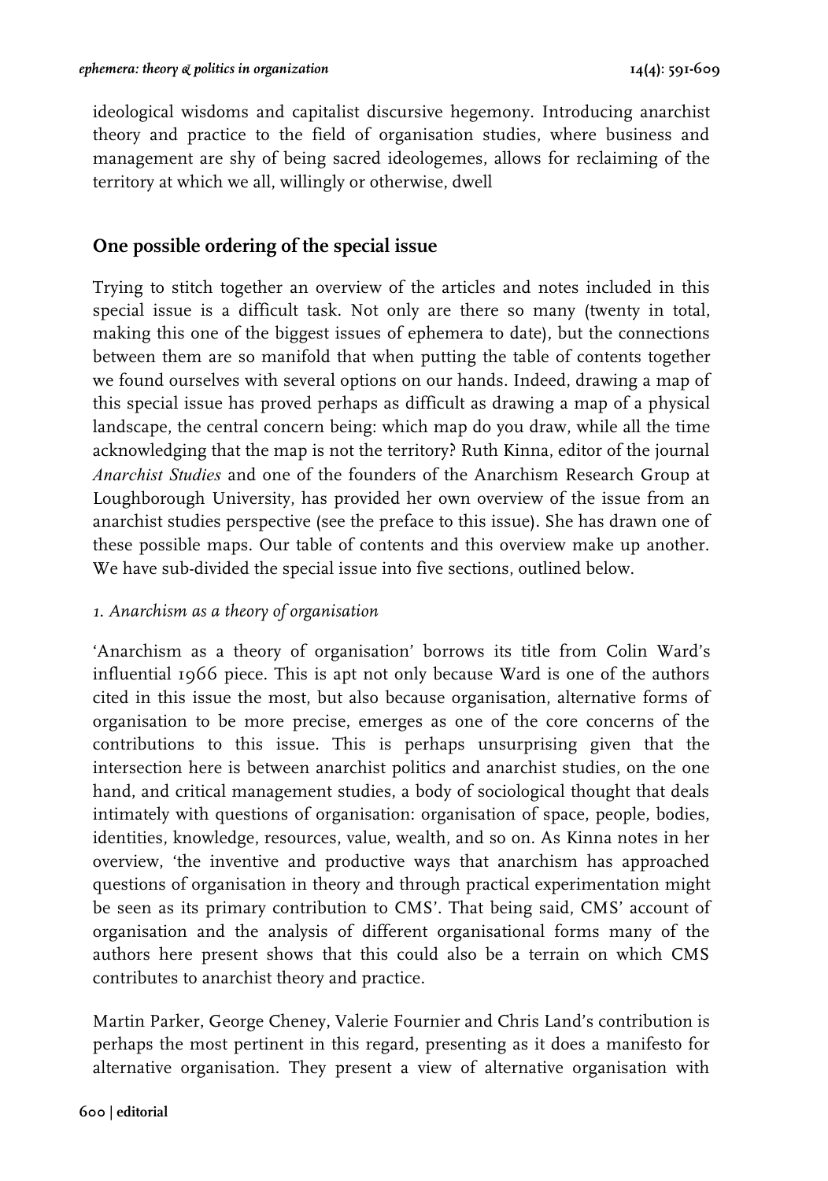ideological wisdoms and capitalist discursive hegemony. Introducing anarchist theory and practice to the field of organisation studies, where business and management are shy of being sacred ideologemes, allows for reclaiming of the territory at which we all, willingly or otherwise, dwell

## One possible ordering of the special issue

Trying to stitch together an overview of the articles and notes included in this special issue is a difficult task. Not only are there so many (twenty in total, making this one of the biggest issues of ephemera to date), but the connections between them are so manifold that when putting the table of contents together we found ourselves with several options on our hands. Indeed, drawing a map of this special issue has proved perhaps as difficult as drawing a map of a physical landscape, the central concern being: which map do you draw, while all the time acknowledging that the map is not the territory? Ruth Kinna, editor of the journal *Anarchist Studies* and one of the founders of the Anarchism Research Group at Loughborough University, has provided her own overview of the issue from an anarchist studies perspective (see the preface to this issue). She has drawn one of these possible maps. Our table of contents and this overview make up another. We have sub-divided the special issue into five sections, outlined below.

### *1. Anarchism as a theory of organisation*

'Anarchism as a theory of organisation' borrows its title from Colin Ward's influential 1966 piece. This is apt not only because Ward is one of the authors cited in this issue the most, but also because organisation, alternative forms of organisation to be more precise, emerges as one of the core concerns of the contributions to this issue. This is perhaps unsurprising given that the intersection here is between anarchist politics and anarchist studies, on the one hand, and critical management studies, a body of sociological thought that deals intimately with questions of organisation: organisation of space, people, bodies, identities, knowledge, resources, value, wealth, and so on. As Kinna notes in her overview, 'the inventive and productive ways that anarchism has approached questions of organisation in theory and through practical experimentation might be seen as its primary contribution to CMS'. That being said, CMS' account of organisation and the analysis of different organisational forms many of the authors here present shows that this could also be a terrain on which CMS contributes to anarchist theory and practice.

Martin Parker, George Cheney, Valerie Fournier and Chris Land's contribution is perhaps the most pertinent in this regard, presenting as it does a manifesto for alternative organisation. They present a view of alternative organisation with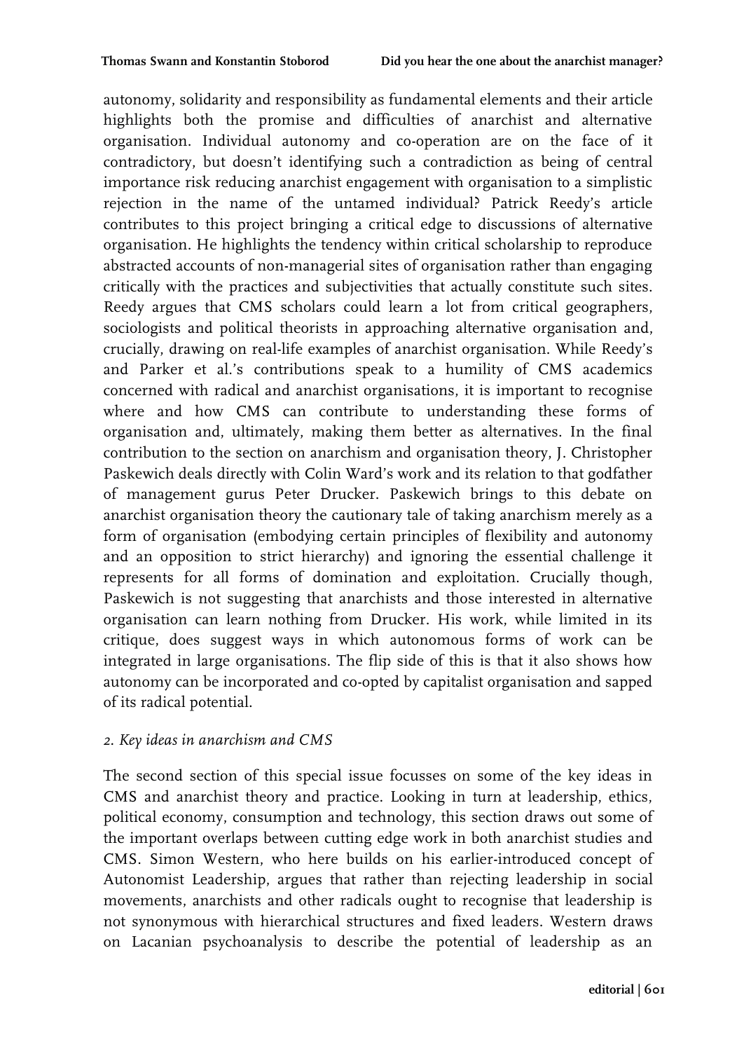autonomy, solidarity and responsibility as fundamental elements and their article highlights both the promise and difficulties of anarchist and alternative organisation. Individual autonomy and co-operation are on the face of it contradictory, but doesn't identifying such a contradiction as being of central importance risk reducing anarchist engagement with organisation to a simplistic rejection in the name of the untamed individual? Patrick Reedy's article contributes to this project bringing a critical edge to discussions of alternative organisation. He highlights the tendency within critical scholarship to reproduce abstracted accounts of non-managerial sites of organisation rather than engaging critically with the practices and subjectivities that actually constitute such sites. Reedy argues that CMS scholars could learn a lot from critical geographers, sociologists and political theorists in approaching alternative organisation and, crucially, drawing on real-life examples of anarchist organisation. While Reedy's and Parker et al.'s contributions speak to a humility of CMS academics concerned with radical and anarchist organisations, it is important to recognise where and how CMS can contribute to understanding these forms of organisation and, ultimately, making them better as alternatives. In the final contribution to the section on anarchism and organisation theory, J. Christopher Paskewich deals directly with Colin Ward's work and its relation to that godfather of management gurus Peter Drucker. Paskewich brings to this debate on anarchist organisation theory the cautionary tale of taking anarchism merely as a form of organisation (embodying certain principles of flexibility and autonomy and an opposition to strict hierarchy) and ignoring the essential challenge it represents for all forms of domination and exploitation. Crucially though, Paskewich is not suggesting that anarchists and those interested in alternative organisation can learn nothing from Drucker. His work, while limited in its critique, does suggest ways in which autonomous forms of work can be integrated in large organisations. The flip side of this is that it also shows how autonomy can be incorporated and co-opted by capitalist organisation and sapped of its radical potential.

### *2. Key ideas in anarchism and CMS*

The second section of this special issue focusses on some of the key ideas in CMS and anarchist theory and practice. Looking in turn at leadership, ethics, political economy, consumption and technology, this section draws out some of the important overlaps between cutting edge work in both anarchist studies and CMS. Simon Western, who here builds on his earlier-introduced concept of Autonomist Leadership, argues that rather than rejecting leadership in social movements, anarchists and other radicals ought to recognise that leadership is not synonymous with hierarchical structures and fixed leaders. Western draws on Lacanian psychoanalysis to describe the potential of leadership as an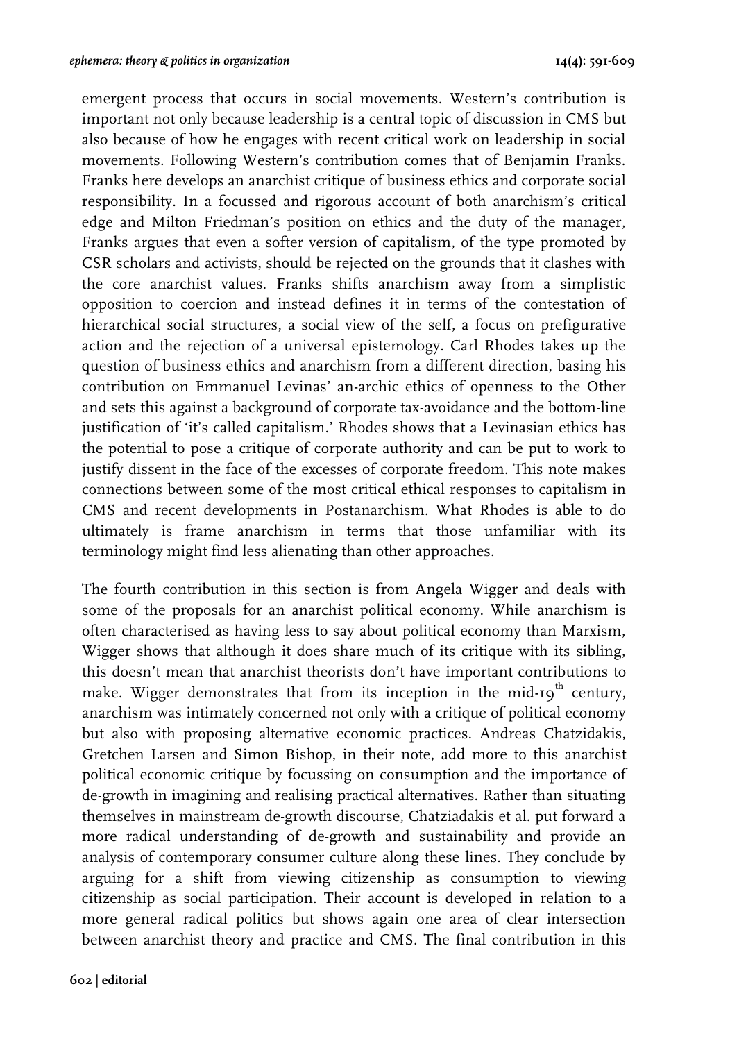emergent process that occurs in social movements. Western's contribution is important not only because leadership is a central topic of discussion in CMS but also because of how he engages with recent critical work on leadership in social movements. Following Western's contribution comes that of Benjamin Franks. Franks here develops an anarchist critique of business ethics and corporate social responsibility. In a focussed and rigorous account of both anarchism's critical edge and Milton Friedman's position on ethics and the duty of the manager, Franks argues that even a softer version of capitalism, of the type promoted by CSR scholars and activists, should be rejected on the grounds that it clashes with the core anarchist values. Franks shifts anarchism away from a simplistic opposition to coercion and instead defines it in terms of the contestation of hierarchical social structures, a social view of the self, a focus on prefigurative action and the rejection of a universal epistemology. Carl Rhodes takes up the question of business ethics and anarchism from a different direction, basing his contribution on Emmanuel Levinas' an-archic ethics of openness to the Other and sets this against a background of corporate tax-avoidance and the bottom-line justification of 'it's called capitalism.' Rhodes shows that a Levinasian ethics has the potential to pose a critique of corporate authority and can be put to work to justify dissent in the face of the excesses of corporate freedom. This note makes connections between some of the most critical ethical responses to capitalism in CMS and recent developments in Postanarchism. What Rhodes is able to do ultimately is frame anarchism in terms that those unfamiliar with its terminology might find less alienating than other approaches.

The fourth contribution in this section is from Angela Wigger and deals with some of the proposals for an anarchist political economy. While anarchism is often characterised as having less to say about political economy than Marxism, Wigger shows that although it does share much of its critique with its sibling, this doesn't mean that anarchist theorists don't have important contributions to make. Wigger demonstrates that from its inception in the mid-19th century, anarchism was intimately concerned not only with a critique of political economy but also with proposing alternative economic practices. Andreas Chatzidakis, Gretchen Larsen and Simon Bishop, in their note, add more to this anarchist political economic critique by focussing on consumption and the importance of de-growth in imagining and realising practical alternatives. Rather than situating themselves in mainstream de-growth discourse, Chatziadakis et al. put forward a more radical understanding of de-growth and sustainability and provide an analysis of contemporary consumer culture along these lines. They conclude by arguing for a shift from viewing citizenship as consumption to viewing citizenship as social participation. Their account is developed in relation to a more general radical politics but shows again one area of clear intersection between anarchist theory and practice and CMS. The final contribution in this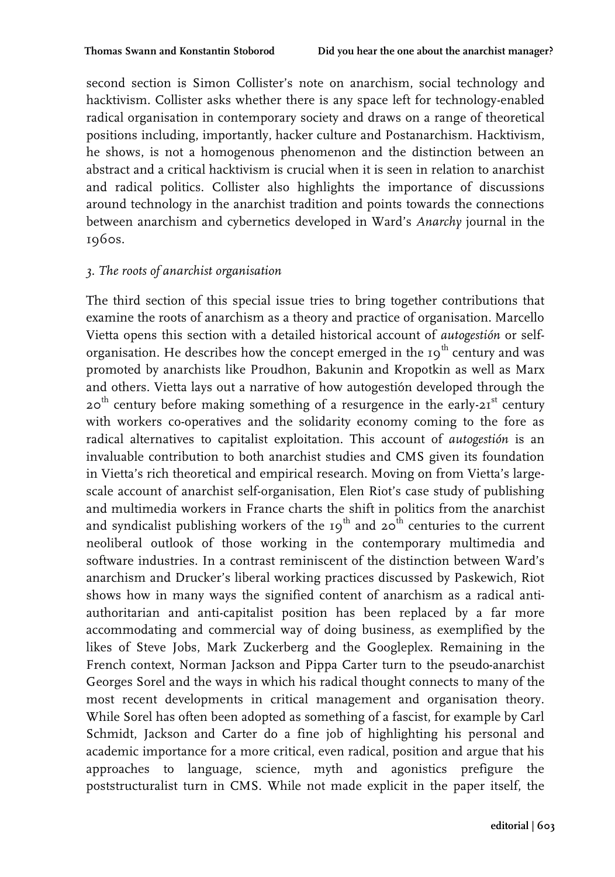second section is Simon Collister's note on anarchism, social technology and hacktivism. Collister asks whether there is any space left for technology-enabled radical organisation in contemporary society and draws on a range of theoretical positions including, importantly, hacker culture and Postanarchism. Hacktivism, he shows, is not a homogenous phenomenon and the distinction between an abstract and a critical hacktivism is crucial when it is seen in relation to anarchist and radical politics. Collister also highlights the importance of discussions around technology in the anarchist tradition and points towards the connections between anarchism and cybernetics developed in Ward's *Anarchy* journal in the 1960s.

### *3. The roots of anarchist organisation*

The third section of this special issue tries to bring together contributions that examine the roots of anarchism as a theory and practice of organisation. Marcello Vietta opens this section with a detailed historical account of *autogestión* or self-organisation. He describes how the concept emerged in the 19th century and was promoted by anarchists like Proudhon, Bakunin and Kropotkin as well as Marx and others. Vietta lays out a narrative of how autogestión developed through the 20th century before making something of a resurgence in the early-21st century with workers co-operatives and the solidarity economy coming to the fore as radical alternatives to capitalist exploitation. This account of *autogestión* is an invaluable contribution to both anarchist studies and CMS given its foundation in Vietta's rich theoretical and empirical research. Moving on from Vietta's large-scale account of anarchist self-organisation, Elen Riot's case study of publishing and multimedia workers in France charts the shift in politics from the anarchist and syndicalist publishing workers of the 19th and 20th centuries to the current neoliberal outlook of those working in the contemporary multimedia and software industries. In a contrast reminiscent of the distinction between Ward's anarchism and Drucker's liberal working practices discussed by Paskewich, Riot shows how in many ways the signified content of anarchism as a radical anti-authoritarian and anti-capitalist position has been replaced by a far more accommodating and commercial way of doing business, as exemplified by the likes of Steve Jobs, Mark Zuckerberg and the Googleplex. Remaining in the French context, Norman Jackson and Pippa Carter turn to the pseudo-anarchist Georges Sorel and the ways in which his radical thought connects to many of the most recent developments in critical management and organisation theory. While Sorel has often been adopted as something of a fascist, for example by Carl Schmidt, Jackson and Carter do a fine job of highlighting his personal and academic importance for a more critical, even radical, position and argue that his approaches to language, science, myth and agonistics prefigure the poststructuralist turn in CMS. While not made explicit in the paper itself, the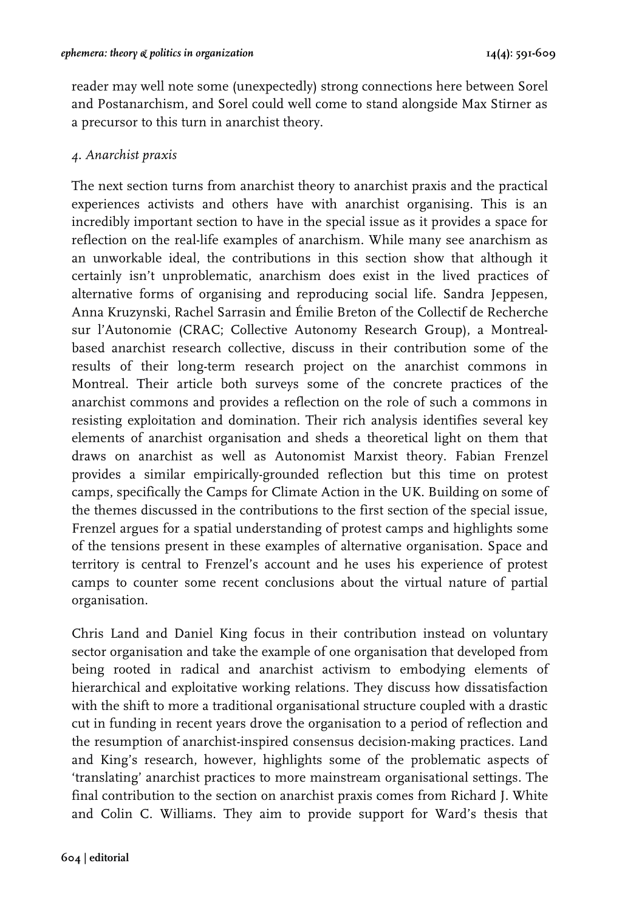reader may well note some (unexpectedly) strong connections here between Sorel and Postanarchism, and Sorel could well come to stand alongside Max Stirner as a precursor to this turn in anarchist theory.

### *4. Anarchist praxis*

The next section turns from anarchist theory to anarchist praxis and the practical experiences activists and others have with anarchist organising. This is an incredibly important section to have in the special issue as it provides a space for reflection on the real-life examples of anarchism. While many see anarchism as an unworkable ideal, the contributions in this section show that although it certainly isn't unproblematic, anarchism does exist in the lived practices of alternative forms of organising and reproducing social life. Sandra Jeppesen, Anna Kruzynski, Rachel Sarrasin and Émilie Breton of the Collectif de Recherche sur l'Autonomie (CRAC; Collective Autonomy Research Group), a Montreal-based anarchist research collective, discuss in their contribution some of the results of their long-term research project on the anarchist commons in Montreal. Their article both surveys some of the concrete practices of the anarchist commons and provides a reflection on the role of such a commons in resisting exploitation and domination. Their rich analysis identifies several key elements of anarchist organisation and sheds a theoretical light on them that draws on anarchist as well as Autonomist Marxist theory. Fabian Frenzel provides a similar empirically-grounded reflection but this time on protest camps, specifically the Camps for Climate Action in the UK. Building on some of the themes discussed in the contributions to the first section of the special issue, Frenzel argues for a spatial understanding of protest camps and highlights some of the tensions present in these examples of alternative organisation. Space and territory is central to Frenzel's account and he uses his experience of protest camps to counter some recent conclusions about the virtual nature of partial organisation.

Chris Land and Daniel King focus in their contribution instead on voluntary sector organisation and take the example of one organisation that developed from being rooted in radical and anarchist activism to embodying elements of hierarchical and exploitative working relations. They discuss how dissatisfaction with the shift to more a traditional organisational structure coupled with a drastic cut in funding in recent years drove the organisation to a period of reflection and the resumption of anarchist-inspired consensus decision-making practices. Land and King's research, however, highlights some of the problematic aspects of 'translating' anarchist practices to more mainstream organisational settings. The final contribution to the section on anarchist praxis comes from Richard J. White and Colin C. Williams. They aim to provide support for Ward's thesis that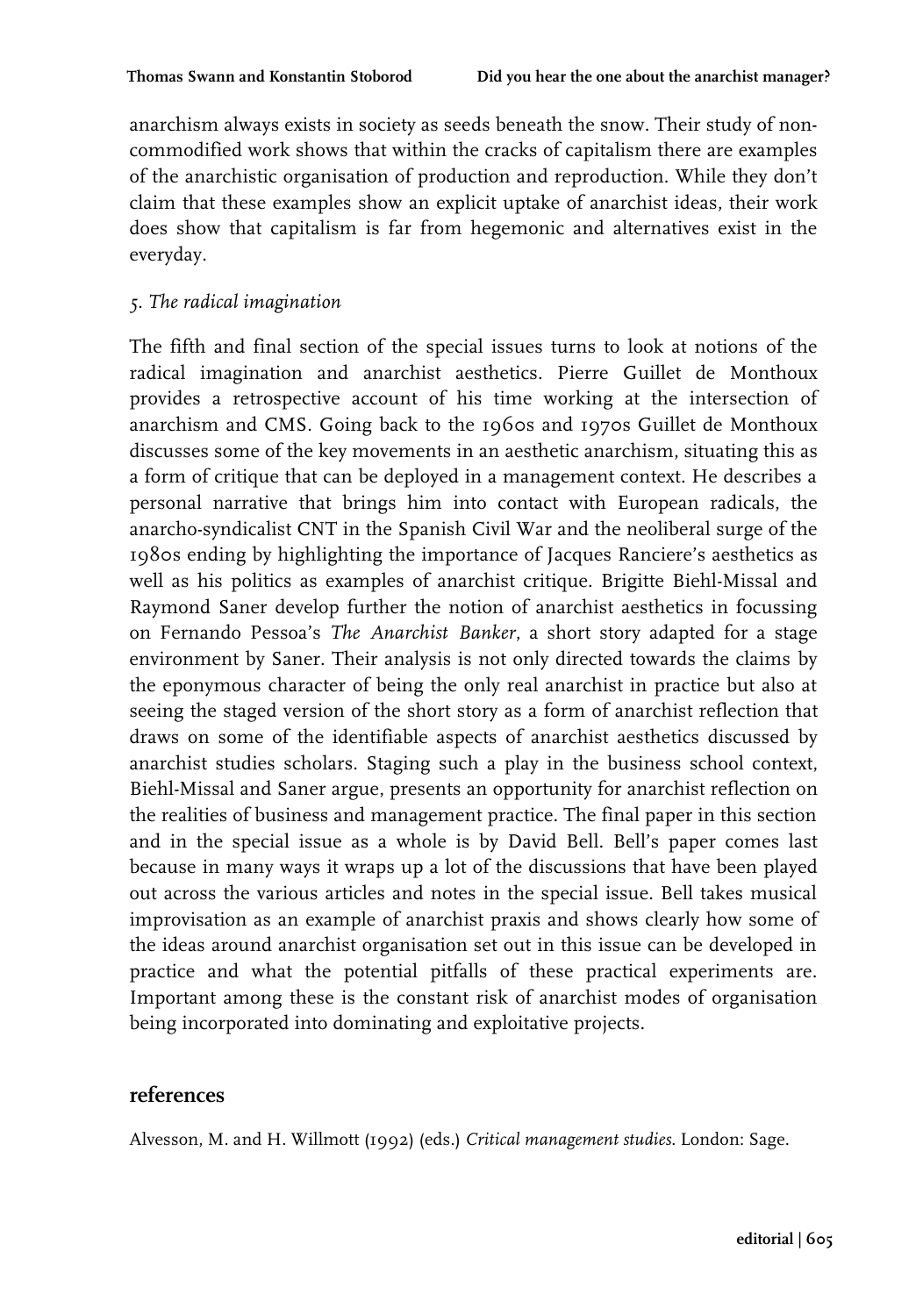anarchism always exists in society as seeds beneath the snow. Their study of non-commodified work shows that within the cracks of capitalism there are examples of the anarchistic organisation of production and reproduction. While they don't claim that these examples show an explicit uptake of anarchist ideas, their work does show that capitalism is far from hegemonic and alternatives exist in the everyday.

*5. The radical imagination*

The fifth and final section of the special issues turns to look at notions of the radical imagination and anarchist aesthetics. Pierre Guillet de Monthoux provides a retrospective account of his time working at the intersection of anarchism and CMS. Going back to the 1960s and 1970s Guillet de Monthoux discusses some of the key movements in an aesthetic anarchism, situating this as a form of critique that can be deployed in a management context. He describes a personal narrative that brings him into contact with European radicals, the anarcho-syndicalist CNT in the Spanish Civil War and the neoliberal surge of the 1980s ending by highlighting the importance of Jacques Ranciere's aesthetics as well as his politics as examples of anarchist critique. Brigitte Biehl-Missal and Raymond Saner develop further the notion of anarchist aesthetics in focussing on Fernando Pessoa's *The Anarchist Banker*, a short story adapted for a stage environment by Saner. Their analysis is not only directed towards the claims by the eponymous character of being the only real anarchist in practice but also at seeing the staged version of the short story as a form of anarchist reflection that draws on some of the identifiable aspects of anarchist aesthetics discussed by anarchist studies scholars. Staging such a play in the business school context, Biehl-Missal and Saner argue, presents an opportunity for anarchist reflection on the realities of business and management practice. The final paper in this section and in the special issue as a whole is by David Bell. Bell's paper comes last because in many ways it wraps up a lot of the discussions that have been played out across the various articles and notes in the special issue. Bell takes musical improvisation as an example of anarchist praxis and shows clearly how some of the ideas around anarchist organisation set out in this issue can be developed in practice and what the potential pitfalls of these practical experiments are. Important among these is the constant risk of anarchist modes of organisation being incorporated into dominating and exploitative projects.

## references

Alvesson, M. and H. Willmott (1992) (eds.) *Critical management studies*. London: Sage.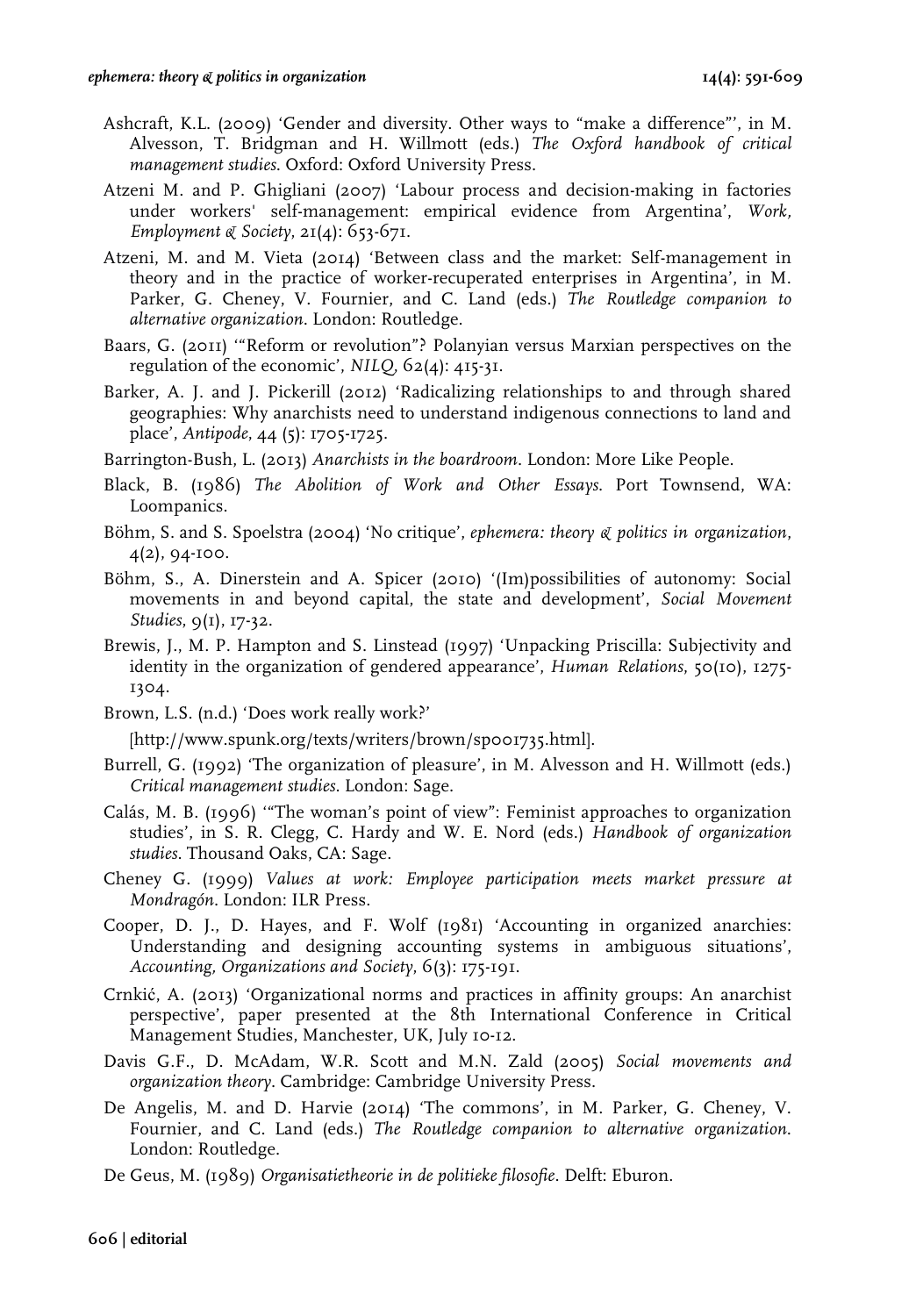Ashcraft, K.L. (2009) 'Gender and diversity. Other ways to "make a difference"', in M. Alvesson, T. Bridgman and H. Willmott (eds.) *The Oxford handbook of critical management studies*. Oxford: Oxford University Press.

Atzeni M. and P. Ghigliani (2007) 'Labour process and decision-making in factories under workers' self-management: empirical evidence from Argentina', *Work, Employment & Society*, 21(4): 653-671.

Atzeni, M. and M. Vieta (2014) 'Between class and the market: Self-management in theory and in the practice of worker-recuperated enterprises in Argentina', in M. Parker, G. Cheney, V. Fournier, and C. Land (eds.) *The Routledge companion to alternative organization*. London: Routledge.

Baars, G. (2011) '"Reform or revolution"? Polanyian versus Marxian perspectives on the regulation of the economic', *NILQ*, 62(4): 415-31.

Barker, A. J. and J. Pickerill (2012) 'Radicalizing relationships to and through shared geographies: Why anarchists need to understand indigenous connections to land and place', *Antipode*, 44 (5): 1705-1725.

Barrington-Bush, L. (2013) *Anarchists in the boardroom*. London: More Like People.

Black, B. (1986) *The Abolition of Work and Other Essays*. Port Townsend, WA: Loompanics.

Böhm, S. and S. Spoelstra (2004) 'No critique', *ephemera: theory & politics in organization*, 4(2), 94-100.

Böhm, S., A. Dinerstein and A. Spicer (2010) '(Im)possibilities of autonomy: Social movements in and beyond capital, the state and development', *Social Movement Studies*, 9(1), 17-32.

Brewis, J., M. P. Hampton and S. Linstead (1997) 'Unpacking Priscilla: Subjectivity and identity in the organization of gendered appearance', *Human Relations*, 50(10), 1275-1304.

Brown, L.S. (n.d.) 'Does work really work?'

[http://www.spunk.org/texts/writers/brown/sp001735.html].

Burrell, G. (1992) 'The organization of pleasure', in M. Alvesson and H. Willmott (eds.) *Critical management studies*. London: Sage.

Calás, M. B. (1996) '"The woman's point of view": Feminist approaches to organization studies', in S. R. Clegg, C. Hardy and W. E. Nord (eds.) *Handbook of organization studies*. Thousand Oaks, CA: Sage.

Cheney G. (1999) *Values at work: Employee participation meets market pressure at Mondragón*. London: ILR Press.

Cooper, D. J., D. Hayes, and F. Wolf (1981) 'Accounting in organized anarchies: Understanding and designing accounting systems in ambiguous situations', *Accounting, Organizations and Society*, 6(3): 175-191.

Crnkić, A. (2013) 'Organizational norms and practices in affinity groups: An anarchist perspective', paper presented at the 8th International Conference in Critical Management Studies, Manchester, UK, July 10-12.

Davis G.F., D. McAdam, W.R. Scott and M.N. Zald (2005) *Social movements and organization theory*. Cambridge: Cambridge University Press.

De Angelis, M. and D. Harvie (2014) 'The commons', in M. Parker, G. Cheney, V. Fournier, and C. Land (eds.) *The Routledge companion to alternative organization*. London: Routledge.

De Geus, M. (1989) *Organisatietheorie in de politieke filosofie*. Delft: Eburon.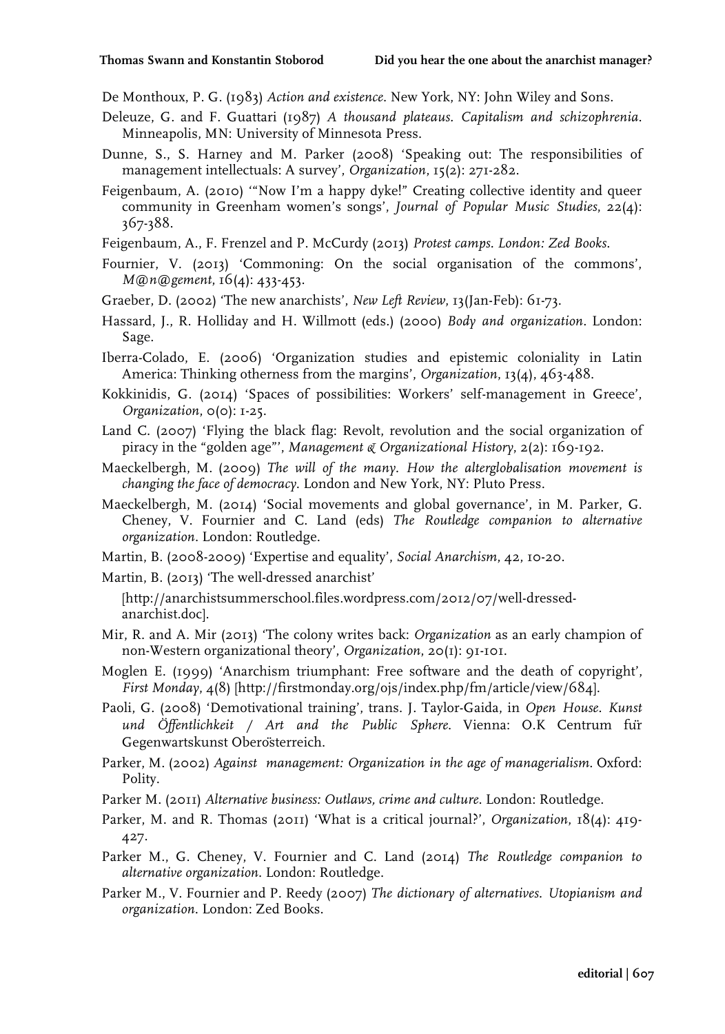De Monthoux, P. G. (1983) *Action and existence*. New York, NY: John Wiley and Sons.

Deleuze, G. and F. Guattari (1987) *A thousand plateaus. Capitalism and schizophrenia*. Minneapolis, MN: University of Minnesota Press.

Dunne, S., S. Harney and M. Parker (2008) 'Speaking out: The responsibilities of management intellectuals: A survey', *Organization*, 15(2): 271-282.

Feigenbaum, A. (2010) '"Now I'm a happy dyke!" Creating collective identity and queer community in Greenham women's songs', *Journal of Popular Music Studies*, 22(4): 367-388.

Feigenbaum, A., F. Frenzel and P. McCurdy (2013) *Protest camps. London: Zed Books*.

Fournier, V. (2013) 'Commoning: On the social organisation of the commons', *M@n@gement*, 16(4): 433-453.

Graeber, D. (2002) 'The new anarchists', *New Left Review*, 13(Jan-Feb): 61-73.

Hassard, J., R. Holliday and H. Willmott (eds.) (2000) *Body and organization*. London: Sage.

Iberra-Colado, E. (2006) 'Organization studies and epistemic coloniality in Latin America: Thinking otherness from the margins', *Organization*, 13(4), 463-488.

Kokkinidis, G. (2014) 'Spaces of possibilities: Workers' self-management in Greece', *Organization*, 0(0): 1-25.

Land C. (2007) 'Flying the black flag: Revolt, revolution and the social organization of piracy in the "golden age"', *Management & Organizational History*, 2(2): 169-192.

Maeckelbergh, M. (2009) *The will of the many. How the alterglobalisation movement is changing the face of democracy*. London and New York, NY: Pluto Press.

Maeckelbergh, M. (2014) 'Social movements and global governance', in M. Parker, G. Cheney, V. Fournier and C. Land (eds) *The Routledge companion to alternative organization*. London: Routledge.

Martin, B. (2008-2009) 'Expertise and equality', *Social Anarchism*, 42, 10-20.

Martin, B. (2013) 'The well-dressed anarchist' [http://anarchistsummerschool.files.wordpress.com/2012/07/well-dressed-anarchist.doc].

Mir, R. and A. Mir (2013) 'The colony writes back: *Organization* as an early champion of non-Western organizational theory', *Organization*, 20(1): 91-101.

Moglen E. (1999) 'Anarchism triumphant: Free software and the death of copyright', *First Monday*, 4(8) [http://firstmonday.org/ojs/index.php/fm/article/view/684].

Paoli, G. (2008) 'Demotivational training', trans. J. Taylor-Gaida, in *Open House. Kunst und Öffentlichkeit / Art and the Public Sphere*. Vienna: O.K Centrum für Gegenwartskunst Oberösterreich.

Parker, M. (2002) *Against management: Organization in the age of managerialism*. Oxford: Polity.

Parker M. (2011) *Alternative business: Outlaws, crime and culture*. London: Routledge.

Parker, M. and R. Thomas (2011) 'What is a critical journal?', *Organization*, 18(4): 419-427.

Parker M., G. Cheney, V. Fournier and C. Land (2014) *The Routledge companion to alternative organization*. London: Routledge.

Parker M., V. Fournier and P. Reedy (2007) *The dictionary of alternatives. Utopianism and organization*. London: Zed Books.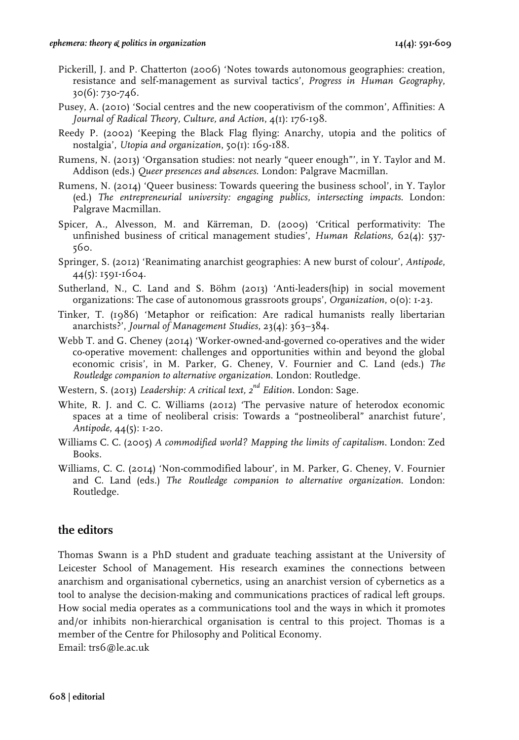Pickerill, J. and P. Chatterton (2006) 'Notes towards autonomous geographies: creation, resistance and self-management as survival tactics', *Progress in Human Geography*, 30(6): 730-746.

Pusey, A. (2010) 'Social centres and the new cooperativism of the common', Affinities: A *Journal of Radical Theory, Culture, and Action*, 4(1): 176-198.

Reedy P. (2002) 'Keeping the Black Flag flying: Anarchy, utopia and the politics of nostalgia', *Utopia and organization*, 50(1): 169-188.

Rumens, N. (2013) 'Organsation studies: not nearly "queer enough"', in Y. Taylor and M. Addison (eds.) *Queer presences and absences*. London: Palgrave Macmillan.

Rumens, N. (2014) 'Queer business: Towards queering the business school', in Y. Taylor (ed.) *The entrepreneurial university: engaging publics, intersecting impacts*. London: Palgrave Macmillan.

Spicer, A., Alvesson, M. and Kärreman, D. (2009) 'Critical performativity: The unfinished business of critical management studies', *Human Relations*, 62(4): 537-560.

Springer, S. (2012) 'Reanimating anarchist geographies: A new burst of colour', *Antipode*, 44(5): 1591-1604.

Sutherland, N., C. Land and S. Böhm (2013) 'Anti-leaders(hip) in social movement organizations: The case of autonomous grassroots groups', *Organization*, 0(0): 1-23.

Tinker, T. (1986) 'Metaphor or reification: Are radical humanists really libertarian anarchists?', *Journal of Management Studies*, 23(4): 363–384.

Webb T. and G. Cheney (2014) 'Worker-owned-and-governed co-operatives and the wider co-operative movement: challenges and opportunities within and beyond the global economic crisis', in M. Parker, G. Cheney, V. Fournier and C. Land (eds.) *The Routledge companion to alternative organization*. London: Routledge.

Western, S. (2013) *Leadership: A critical text, 2nd Edition*. London: Sage.

White, R. J. and C. C. Williams (2012) 'The pervasive nature of heterodox economic spaces at a time of neoliberal crisis: Towards a "postneoliberal" anarchist future', *Antipode*, 44(5): 1-20.

Williams C. C. (2005) *A commodified world? Mapping the limits of capitalism*. London: Zed Books.

Williams, C. C. (2014) 'Non-commodified labour', in M. Parker, G. Cheney, V. Fournier and C. Land (eds.) *The Routledge companion to alternative organization*. London: Routledge.

## the editors

Thomas Swann is a PhD student and graduate teaching assistant at the University of Leicester School of Management. His research examines the connections between anarchism and organisational cybernetics, using an anarchist version of cybernetics as a tool to analyse the decision-making and communications practices of radical left groups. How social media operates as a communications tool and the ways in which it promotes and/or inhibits non-hierarchical organisation is central to this project. Thomas is a member of the Centre for Philosophy and Political Economy.
Email: trs6@le.ac.uk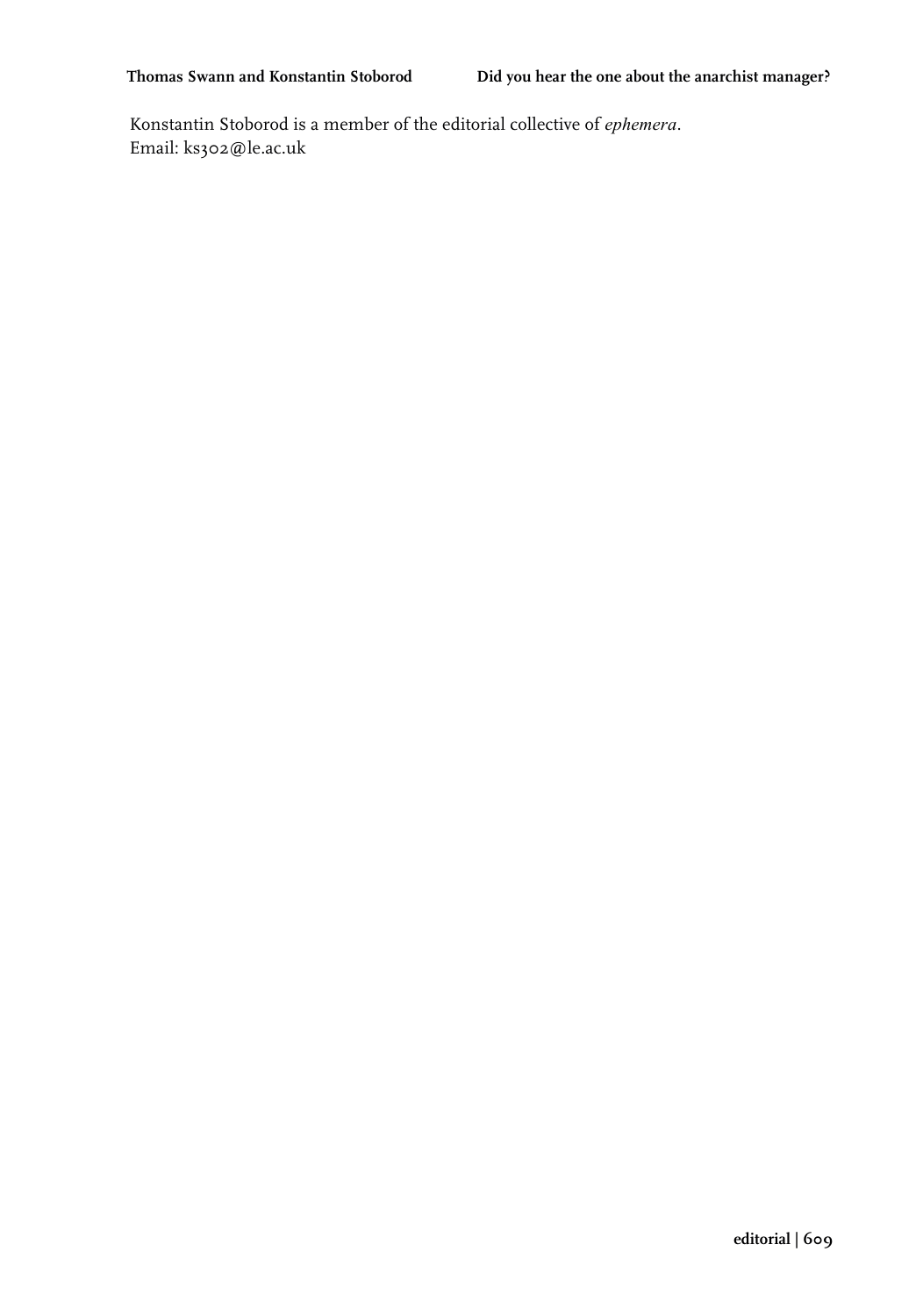Konstantin Stoborod is a member of the editorial collective of *ephemera*.
Email: ks302@le.ac.uk